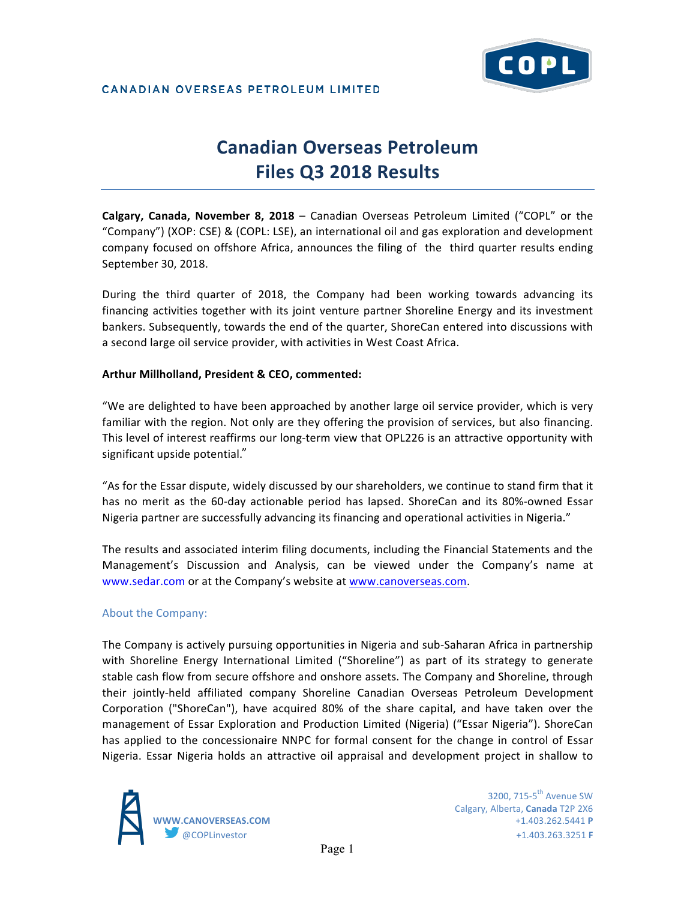CANADIAN OVERSEAS PETROLEUM LIMITED

# Canadian Overseas Petroleum Files Q3 2018 Results

**Calgary, Canada, November 8, 2018** – Canadian Overseas Petroleum Limited ("COPL" or the "Company") (XOP: CSE) & (COPL: LSE), an international oil and gas exploration and development company focused on offshore Africa, announces the filing of the third quarter results ending September 30, 2018.

During the third quarter of 2018, the Company had been working towards advancing its financing activities together with its joint venture partner Shoreline Energy and its investment bankers. Subsequently, towards the end of the quarter, ShoreCan entered into discussions with a second large oil service provider, with activities in West Coast Africa.

**Arthur Millholland, President & CEO, commented:**

"We are delighted to have been approached by another large oil service provider, which is very familiar with the region. Not only are they offering the provision of services, but also financing. This level of interest reaffirms our long-term view that OPL226 is an attractive opportunity with significant upside potential."

"As for the Essar dispute, widely discussed by our shareholders, we continue to stand firm that it has no merit as the 60-day actionable period has lapsed. ShoreCan and its 80%-owned Essar Nigeria partner are successfully advancing its financing and operational activities in Nigeria."

The results and associated interim filing documents, including the Financial Statements and the Management's Discussion and Analysis, can be viewed under the Company's name at www.sedar.com or at the Company's website at www.canoverseas.com.

## About the Company:

The Company is actively pursuing opportunities in Nigeria and sub-Saharan Africa in partnership with Shoreline Energy International Limited ("Shoreline") as part of its strategy to generate stable cash flow from secure offshore and onshore assets. The Company and Shoreline, through their jointly-held affiliated company Shoreline Canadian Overseas Petroleum Development Corporation ("ShoreCan"), have acquired 80% of the share capital, and have taken over the management of Essar Exploration and Production Limited (Nigeria) ("Essar Nigeria"). ShoreCan has applied to the concessionaire NNPC for formal consent for the change in control of Essar Nigeria. Essar Nigeria holds an attractive oil appraisal and development project in shallow to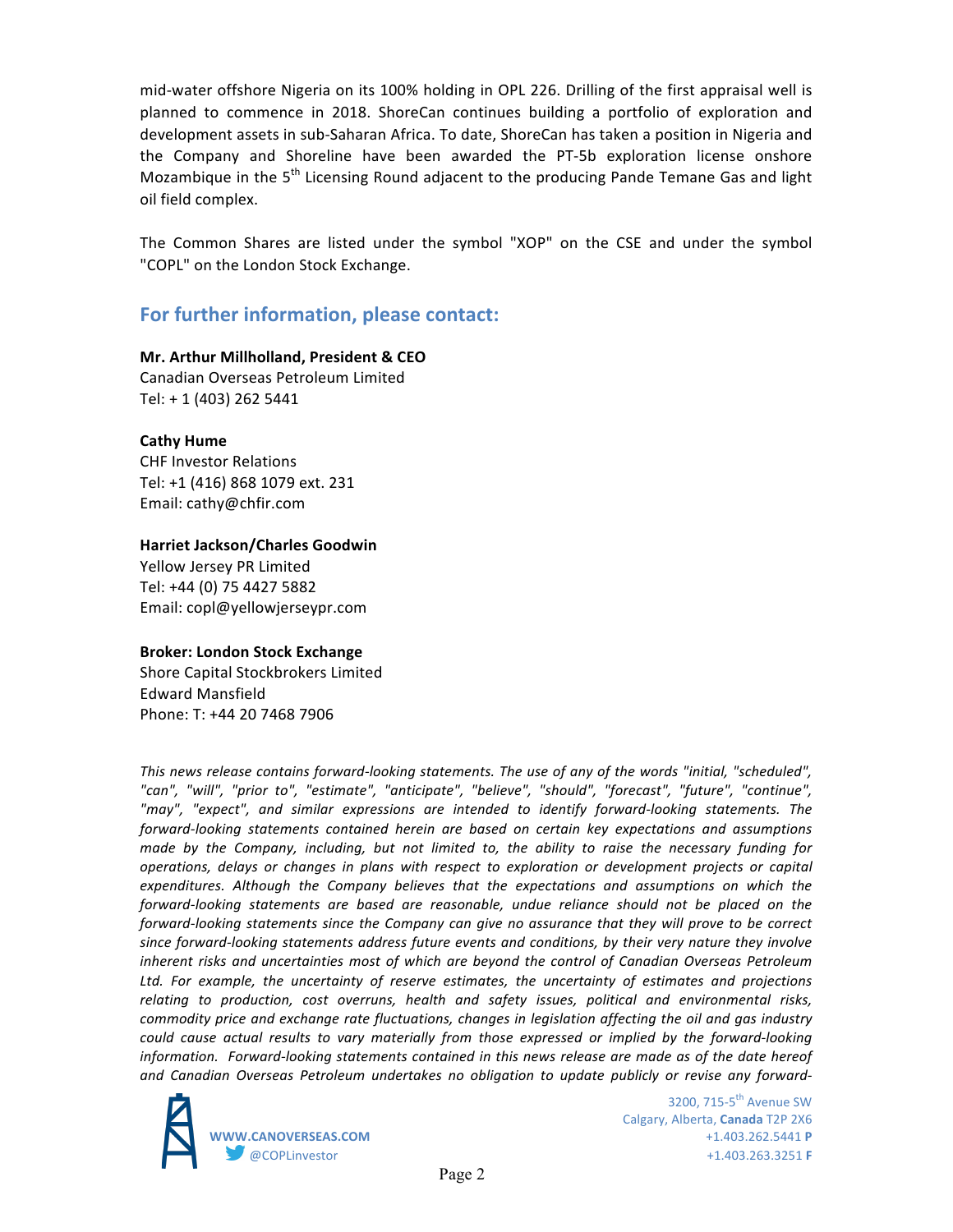mid-water offshore Nigeria on its 100% holding in OPL 226. Drilling of the first appraisal well is planned to commence in 2018. ShoreCan continues building a portfolio of exploration and development assets in sub-Saharan Africa. To date, ShoreCan has taken a position in Nigeria and the Company and Shoreline have been awarded the PT-5b exploration license onshore Mozambique in the 5th Licensing Round adjacent to the producing Pande Temane Gas and light oil field complex.

The Common Shares are listed under the symbol "XOP" on the CSE and under the symbol "COPL" on the London Stock Exchange.

## For further information, please contact:

**Mr. Arthur Millholland, President & CEO**
Canadian Overseas Petroleum Limited
Tel: + 1 (403) 262 5441

**Cathy Hume**
CHF Investor Relations
Tel: +1 (416) 868 1079 ext. 231
Email: cathy@chfir.com

**Harriet Jackson/Charles Goodwin**
Yellow Jersey PR Limited
Tel: +44 (0) 75 4427 5882
Email: copl@yellowjerseypr.com

**Broker: London Stock Exchange**
Shore Capital Stockbrokers Limited
Edward Mansfield
Phone: T: +44 20 7468 7906

*This news release contains forward-looking statements. The use of any of the words "initial, "scheduled", "can", "will", "prior to", "estimate", "anticipate", "believe", "should", "forecast", "future", "continue", "may", "expect", and similar expressions are intended to identify forward-looking statements. The forward-looking statements contained herein are based on certain key expectations and assumptions made by the Company, including, but not limited to, the ability to raise the necessary funding for operations, delays or changes in plans with respect to exploration or development projects or capital expenditures. Although the Company believes that the expectations and assumptions on which the forward-looking statements are based are reasonable, undue reliance should not be placed on the forward-looking statements since the Company can give no assurance that they will prove to be correct since forward-looking statements address future events and conditions, by their very nature they involve inherent risks and uncertainties most of which are beyond the control of Canadian Overseas Petroleum Ltd. For example, the uncertainty of reserve estimates, the uncertainty of estimates and projections relating to production, cost overruns, health and safety issues, political and environmental risks, commodity price and exchange rate fluctuations, changes in legislation affecting the oil and gas industry could cause actual results to vary materially from those expressed or implied by the forward-looking information. Forward-looking statements contained in this news release are made as of the date hereof and Canadian Overseas Petroleum undertakes no obligation to update publicly or revise any forward-*

WWW.CANOVERSEAS.COM
@COPLinvestor

3200, 715-5th Avenue SW
Calgary, Alberta, **Canada** T2P 2X6
+1.403.262.5441 **P**
+1.403.263.3251 **F**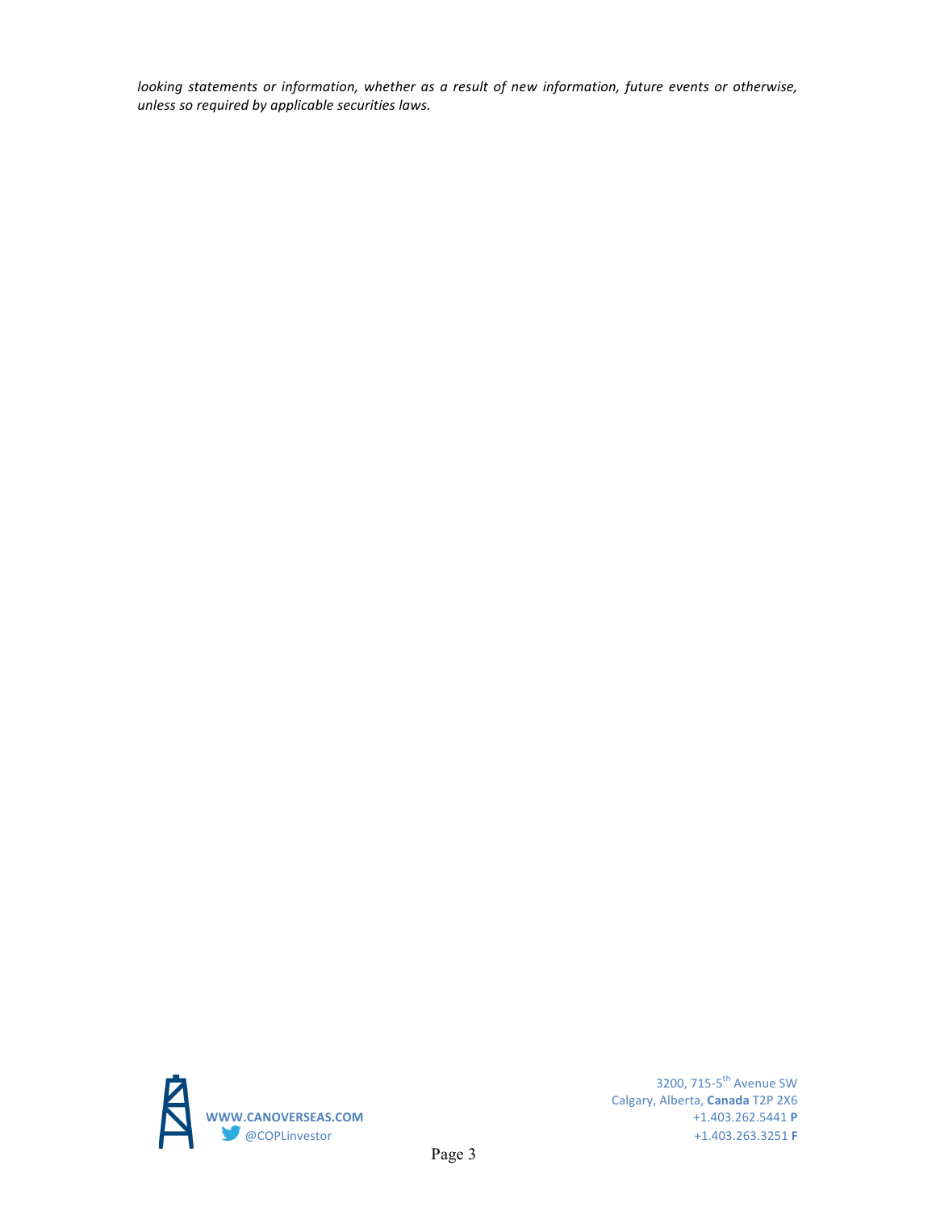*looking statements or information, whether as a result of new information, future events or otherwise, unless so required by applicable securities laws.*